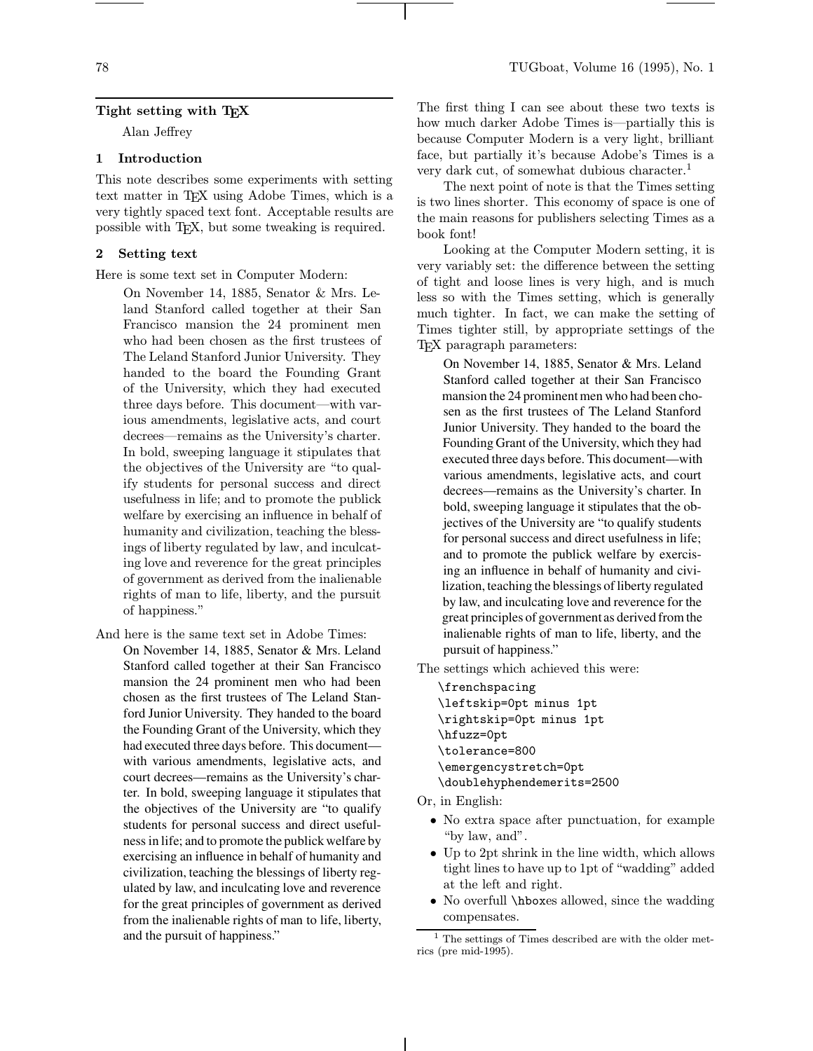## Tight setting with TEX

Alan Jeffrey

### 1 Introduction

This note describes some experiments with setting text matter in TEX using Adobe Times, which is a very tightly spaced text font. Acceptable results are possible with TEX, but some tweaking is required.

### 2 Setting text

Here is some text set in Computer Modern:

> On November 14, 1885, Senator & Mrs. Leland Stanford called together at their San Francisco mansion the 24 prominent men who had been chosen as the first trustees of The Leland Stanford Junior University. They handed to the board the Founding Grant of the University, which they had executed three days before. This document—with various amendments, legislative acts, and court decrees—remains as the University's charter. In bold, sweeping language it stipulates that the objectives of the University are "to qualify students for personal success and direct usefulness in life; and to promote the publick welfare by exercising an influence in behalf of humanity and civilization, teaching the blessings of liberty regulated by law, and inculcating love and reverence for the great principles of government as derived from the inalienable rights of man to life, liberty, and the pursuit of happiness."

And here is the same text set in Adobe Times:

> On November 14, 1885, Senator & Mrs. Leland Stanford called together at their San Francisco mansion the 24 prominent men who had been chosen as the first trustees of The Leland Stanford Junior University. They handed to the board the Founding Grant of the University, which they had executed three days before. This document—with various amendments, legislative acts, and court decrees—remains as the University's charter. In bold, sweeping language it stipulates that the objectives of the University are "to qualify students for personal success and direct usefulness in life; and to promote the publick welfare by exercising an influence in behalf of humanity and civilization, teaching the blessings of liberty regulated by law, and inculcating love and reverence for the great principles of government as derived from the inalienable rights of man to life, liberty, and the pursuit of happiness."

The first thing I can see about these two texts is how much darker Adobe Times is—partially this is because Computer Modern is a very light, brilliant face, but partially it's because Adobe's Times is a very dark cut, of somewhat dubious character.[1]

The next point of note is that the Times setting is two lines shorter. This economy of space is one of the main reasons for publishers selecting Times as a book font!

Looking at the Computer Modern setting, it is very variably set: the difference between the setting of tight and loose lines is very high, and is much less so with the Times setting, which is generally much tighter. In fact, we can make the setting of Times tighter still, by appropriate settings of the TEX paragraph parameters:

> On November 14, 1885, Senator & Mrs. Leland Stanford called together at their San Francisco mansion the 24 prominent men who had been chosen as the first trustees of The Leland Stanford Junior University. They handed to the board the Founding Grant of the University, which they had executed three days before. This document—with various amendments, legislative acts, and court decrees—remains as the University's charter. In bold, sweeping language it stipulates that the objectives of the University are "to qualify students for personal success and direct usefulness in life; and to promote the publick welfare by exercising an influence in behalf of humanity and civilization, teaching the blessings of liberty regulated by law, and inculcating love and reverence for the great principles of government as derived from the inalienable rights of man to life, liberty, and the pursuit of happiness."

The settings which achieved this were:

```
\frenchspacing
\leftskip=0pt minus 1pt
\rightskip=0pt minus 1pt
\hfuzz=0pt
\tolerance=800
\emergencystretch=0pt
\doublehyphendemerits=2500
```

Or, in English:

- No extra space after punctuation, for example "by law, and".
- Up to 2pt shrink in the line width, which allows tight lines to have up to 1pt of "wadding" added at the left and right.
- No overfull `\hbox`es allowed, since the wadding compensates.

[1] The settings of Times described are with the older metrics (pre mid-1995).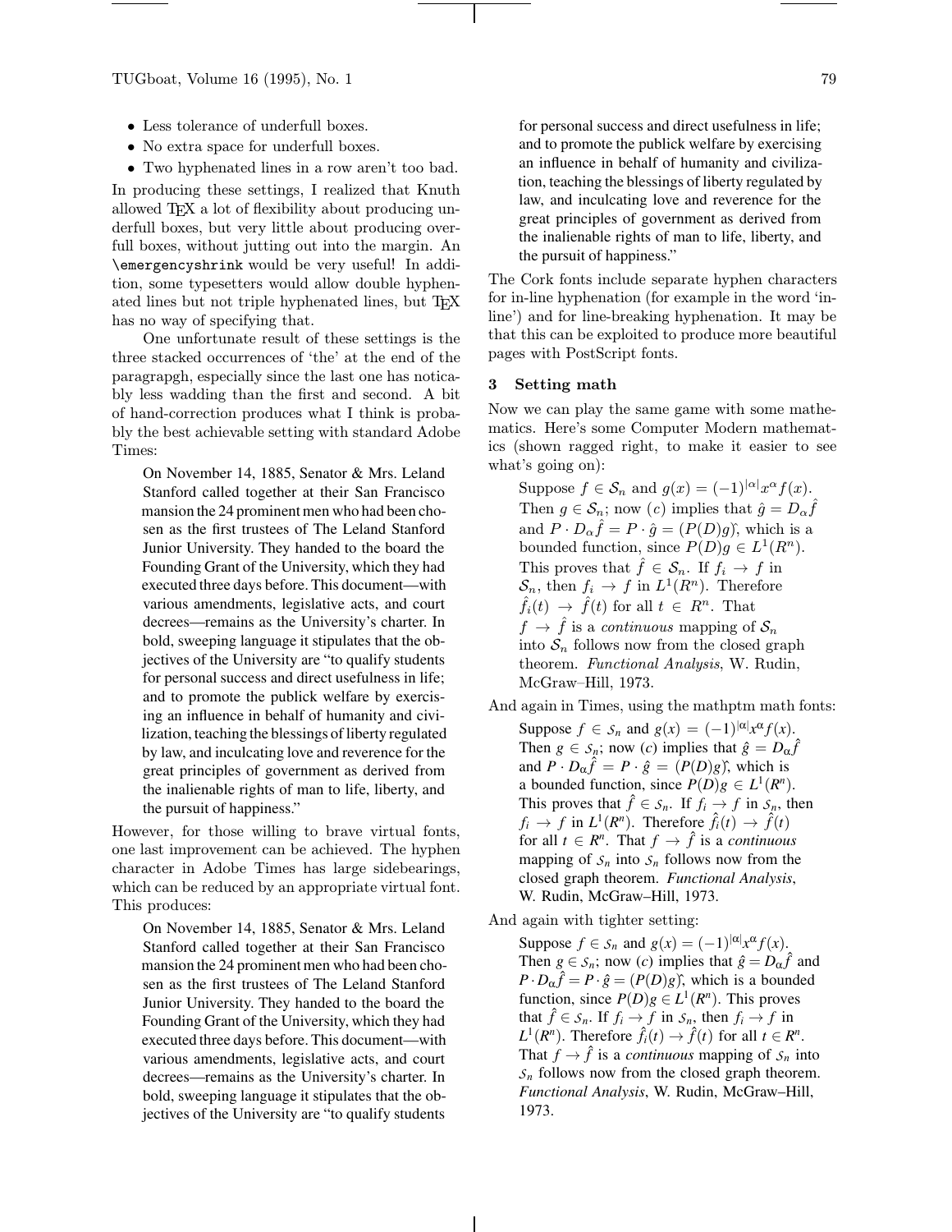- Less tolerance of underfull boxes.
- No extra space for underfull boxes.
- Two hyphenated lines in a row aren't too bad.

In producing these settings, I realized that Knuth allowed TeX a lot of flexibility about producing underfull boxes, but very little about producing overfull boxes, without jutting out into the margin. An `\emergencyshrink` would be very useful! In addition, some typesetters would allow double hyphenated lines but not triple hyphenated lines, but TeX has no way of specifying that.

One unfortunate result of these settings is the three stacked occurrences of 'the' at the end of the paragrapgh, especially since the last one has noticably less wadding than the first and second. A bit of hand-correction produces what I think is probably the best achievable setting with standard Adobe Times:

> On November 14, 1885, Senator & Mrs. Leland Stanford called together at their San Francisco mansion the 24 prominent men who had been chosen as the first trustees of The Leland Stanford Junior University. They handed to the board the Founding Grant of the University, which they had executed three days before. This document—with various amendments, legislative acts, and court decrees—remains as the University's charter. In bold, sweeping language it stipulates that the objectives of the University are "to qualify students for personal success and direct usefulness in life; and to promote the publick welfare by exercising an influence in behalf of humanity and civilization, teaching the blessings of liberty regulated by law, and inculcating love and reverence for the great principles of government as derived from the inalienable rights of man to life, liberty, and the pursuit of happiness."

However, for those willing to brave virtual fonts, one last improvement can be achieved. The hyphen character in Adobe Times has large sidebearings, which can be reduced by an appropriate virtual font. This produces:

> On November 14, 1885, Senator & Mrs. Leland Stanford called together at their San Francisco mansion the 24 prominent men who had been chosen as the first trustees of The Leland Stanford Junior University. They handed to the board the Founding Grant of the University, which they had executed three days before. This document—with various amendments, legislative acts, and court decrees—remains as the University's charter. In bold, sweeping language it stipulates that the objectives of the University are "to qualify students for personal success and direct usefulness in life; and to promote the publick welfare by exercising an influence in behalf of humanity and civilization, teaching the blessings of liberty regulated by law, and inculcating love and reverence for the great principles of government as derived from the inalienable rights of man to life, liberty, and the pursuit of happiness."

The Cork fonts include separate hyphen characters for in-line hyphenation (for example in the word 'in-line') and for line-breaking hyphenation. It may be that this can be exploited to produce more beautiful pages with PostScript fonts.

### 3 Setting math

Now we can play the same game with some mathematics. Here's some Computer Modern mathematics (shown ragged right, to make it easier to see what's going on):

> Suppose $f \in \mathcal{S}_n$ and $g(x) = (-1)^{|\alpha|}x^\alpha f(x)$. Then $g \in \mathcal{S}_n$; now $(c)$ implies that $\hat{g} = D_\alpha \hat{f}$ and $P \cdot D_\alpha \hat{f} = P \cdot \hat{g} = (P(D)g)\hat{}$, which is a bounded function, since $P(D)g \in L^1(R^n)$. This proves that $\hat{f} \in \mathcal{S}_n$. If $f_i \to f$ in $\mathcal{S}_n$, then $f_i \to f$ in $L^1(R^n)$. Therefore $\hat{f}_i(t) \to \hat{f}(t)$ for all $t \in R^n$. That $f \to \hat{f}$ is a *continuous* mapping of $\mathcal{S}_n$ into $\mathcal{S}_n$ follows now from the closed graph theorem. *Functional Analysis*, W. Rudin, McGraw–Hill, 1973.

And again in Times, using the mathptm math fonts:

> Suppose $f \in \mathcal{S}_n$ and $g(x) = (-1)^{|\alpha|}x^\alpha f(x)$. Then $g \in \mathcal{S}_n$; now $(c)$ implies that $\hat{g} = D_\alpha \hat{f}$ and $P \cdot D_\alpha \hat{f} = P \cdot \hat{g} = (P(D)g)\hat{}$, which is a bounded function, since $P(D)g \in L^1(R^n)$. This proves that $\hat{f} \in \mathcal{S}_n$. If $f_i \to f$ in $\mathcal{S}_n$, then $f_i \to f$ in $L^1(R^n)$. Therefore $\hat{f}_i(t) \to \hat{f}(t)$ for all $t \in R^n$. That $f \to \hat{f}$ is a *continuous* mapping of $\mathcal{S}_n$ into $\mathcal{S}_n$ follows now from the closed graph theorem. *Functional Analysis*, W. Rudin, McGraw–Hill, 1973.

And again with tighter setting:

> Suppose $f \in \mathcal{S}_n$ and $g(x) = (-1)^{|\alpha|}x^\alpha f(x)$. Then $g \in \mathcal{S}_n$; now $(c)$ implies that $\hat{g} = D_\alpha \hat{f}$ and $P \cdot D_\alpha \hat{f} = P \cdot \hat{g} = (P(D)g)\hat{}$, which is a bounded function, since $P(D)g \in L^1(R^n)$. This proves that $\hat{f} \in \mathcal{S}_n$. If $f_i \to f$ in $\mathcal{S}_n$, then $f_i \to f$ in $L^1(R^n)$. Therefore $\hat{f}_i(t) \to \hat{f}(t)$ for all $t \in R^n$. That $f \to \hat{f}$ is a *continuous* mapping of $\mathcal{S}_n$ into $\mathcal{S}_n$ follows now from the closed graph theorem. *Functional Analysis*, W. Rudin, McGraw–Hill, 1973.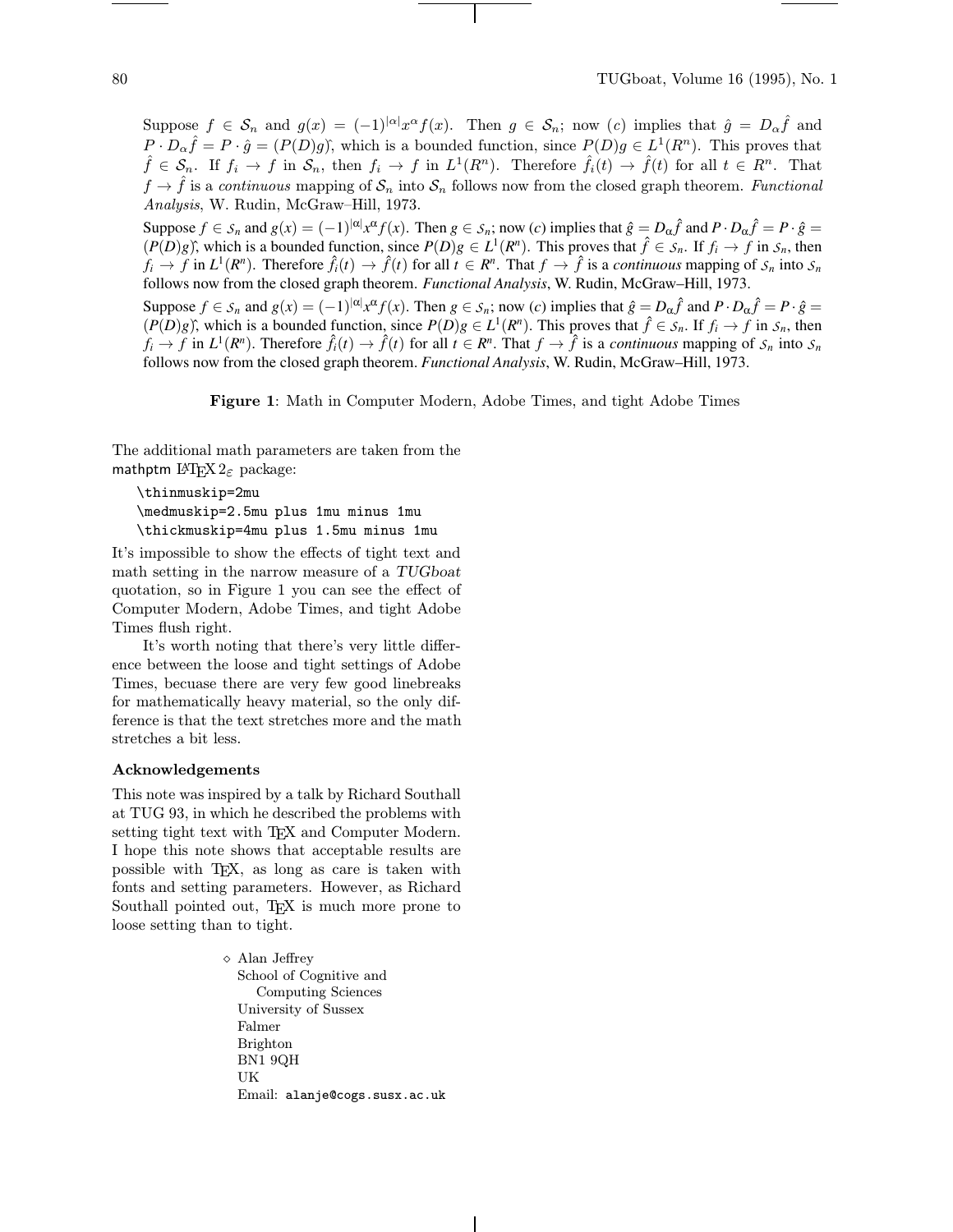Suppose $f \in \mathcal{S}_n$ and $g(x) = (-1)^{|\alpha|}x^\alpha f(x)$. Then $g \in \mathcal{S}_n$; now $(c)$ implies that $\hat{g} = D_\alpha \hat{f}$ and $P \cdot D_\alpha \hat{f} = P \cdot \hat{g} = (P(D)g)\check{}$, which is a bounded function, since $P(D)g \in L^1(R^n)$. This proves that $\hat{f} \in \mathcal{S}_n$. If $f_i \to f$ in $\mathcal{S}_n$, then $f_i \to f$ in $L^1(R^n)$. Therefore $\hat{f}_i(t) \to \hat{f}(t)$ for all $t \in R^n$. That $f \to \hat{f}$ is a *continuous* mapping of $\mathcal{S}_n$ into $\mathcal{S}_n$ follows now from the closed graph theorem. *Functional Analysis*, W. Rudin, McGraw–Hill, 1973.

Suppose $f \in \mathcal{S}_n$ and $g(x) = (-1)^{|\alpha|}x^\alpha f(x)$. Then $g \in \mathcal{S}_n$; now $(c)$ implies that $\hat{g} = D_\alpha \hat{f}$ and $P \cdot D_\alpha \hat{f} = P \cdot \hat{g} = (P(D)g)\check{}$, which is a bounded function, since $P(D)g \in L^1(R^n)$. This proves that $\hat{f} \in \mathcal{S}_n$. If $f_i \to f$ in $\mathcal{S}_n$, then $f_i \to f$ in $L^1(R^n)$. Therefore $\hat{f}_i(t) \to \hat{f}(t)$ for all $t \in R^n$. That $f \to \hat{f}$ is a *continuous* mapping of $\mathcal{S}_n$ into $\mathcal{S}_n$ follows now from the closed graph theorem. *Functional Analysis*, W. Rudin, McGraw–Hill, 1973.

Suppose $f \in \mathcal{S}_n$ and $g(x) = (-1)^{|\alpha|}x^\alpha f(x)$. Then $g \in \mathcal{S}_n$; now $(c)$ implies that $\hat{g} = D_\alpha \hat{f}$ and $P \cdot D_\alpha \hat{f} = P \cdot \hat{g} = (P(D)g)\check{}$, which is a bounded function, since $P(D)g \in L^1(R^n)$. This proves that $\hat{f} \in \mathcal{S}_n$. If $f_i \to f$ in $\mathcal{S}_n$, then $f_i \to f$ in $L^1(R^n)$. Therefore $\hat{f}_i(t) \to \hat{f}(t)$ for all $t \in R^n$. That $f \to \hat{f}$ is a *continuous* mapping of $\mathcal{S}_n$ into $\mathcal{S}_n$ follows now from the closed graph theorem. *Functional Analysis*, W. Rudin, McGraw–Hill, 1973.

**Figure 1**: Math in Computer Modern, Adobe Times, and tight Adobe Times

The additional math parameters are taken from the mathptm LaTeX 2ε package:

```
\thinmuskip=2mu
\medmuskip=2.5mu plus 1mu minus 1mu
\thickmuskip=4mu plus 1.5mu minus 1mu
```

It's impossible to show the effects of tight text and math setting in the narrow measure of a *TUGboat* quotation, so in Figure 1 you can see the effect of Computer Modern, Adobe Times, and tight Adobe Times flush right.

It's worth noting that there's very little difference between the loose and tight settings of Adobe Times, becuase there are very few good linebreaks for mathematically heavy material, so the only difference is that the text stretches more and the math stretches a bit less.

### Acknowledgements

This note was inspired by a talk by Richard Southall at TUG 93, in which he described the problems with setting tight text with TeX and Computer Modern. I hope this note shows that acceptable results are possible with TeX, as long as care is taken with fonts and setting parameters. However, as Richard Southall pointed out, TeX is much more prone to loose setting than to tight.

◇ Alan Jeffrey
School of Cognitive and Computing Sciences
University of Sussex
Falmer
Brighton
BN1 9QH
UK
Email: alanje@cogs.susx.ac.uk